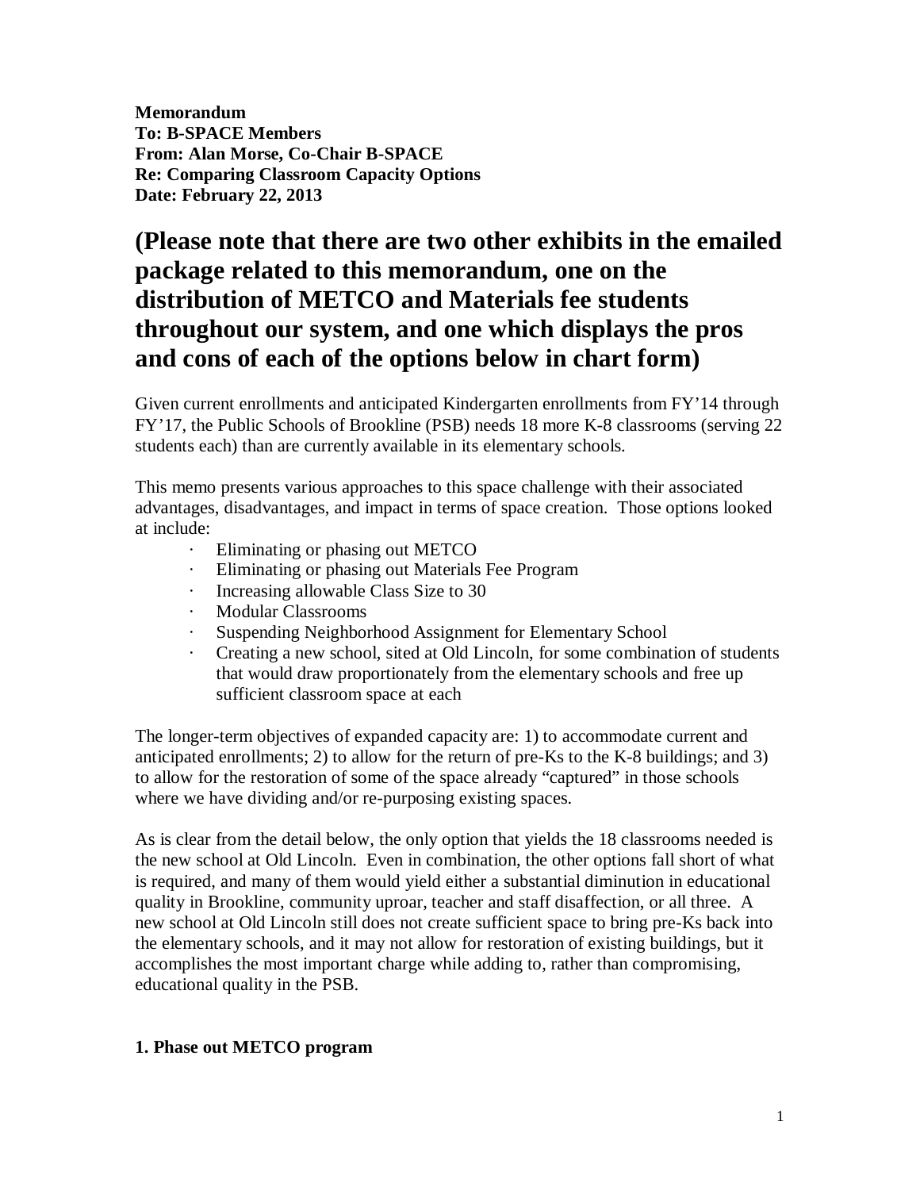**Memorandum**
**To: B-SPACE Members**
**From: Alan Morse, Co-Chair B-SPACE**
**Re: Comparing Classroom Capacity Options**
**Date: February 22, 2013**

## (Please note that there are two other exhibits in the emailed package related to this memorandum, one on the distribution of METCO and Materials fee students throughout our system, and one which displays the pros and cons of each of the options below in chart form)

Given current enrollments and anticipated Kindergarten enrollments from FY'14 through FY'17, the Public Schools of Brookline (PSB) needs 18 more K-8 classrooms (serving 22 students each) than are currently available in its elementary schools.

This memo presents various approaches to this space challenge with their associated advantages, disadvantages, and impact in terms of space creation. Those options looked at include:

- Eliminating or phasing out METCO
- Eliminating or phasing out Materials Fee Program
- Increasing allowable Class Size to 30
- Modular Classrooms
- Suspending Neighborhood Assignment for Elementary School
- Creating a new school, sited at Old Lincoln, for some combination of students that would draw proportionately from the elementary schools and free up sufficient classroom space at each

The longer-term objectives of expanded capacity are: 1) to accommodate current and anticipated enrollments; 2) to allow for the return of pre-Ks to the K-8 buildings; and 3) to allow for the restoration of some of the space already "captured" in those schools where we have dividing and/or re-purposing existing spaces.

As is clear from the detail below, the only option that yields the 18 classrooms needed is the new school at Old Lincoln. Even in combination, the other options fall short of what is required, and many of them would yield either a substantial diminution in educational quality in Brookline, community uproar, teacher and staff disaffection, or all three. A new school at Old Lincoln still does not create sufficient space to bring pre-Ks back into the elementary schools, and it may not allow for restoration of existing buildings, but it accomplishes the most important charge while adding to, rather than compromising, educational quality in the PSB.

**1. Phase out METCO program**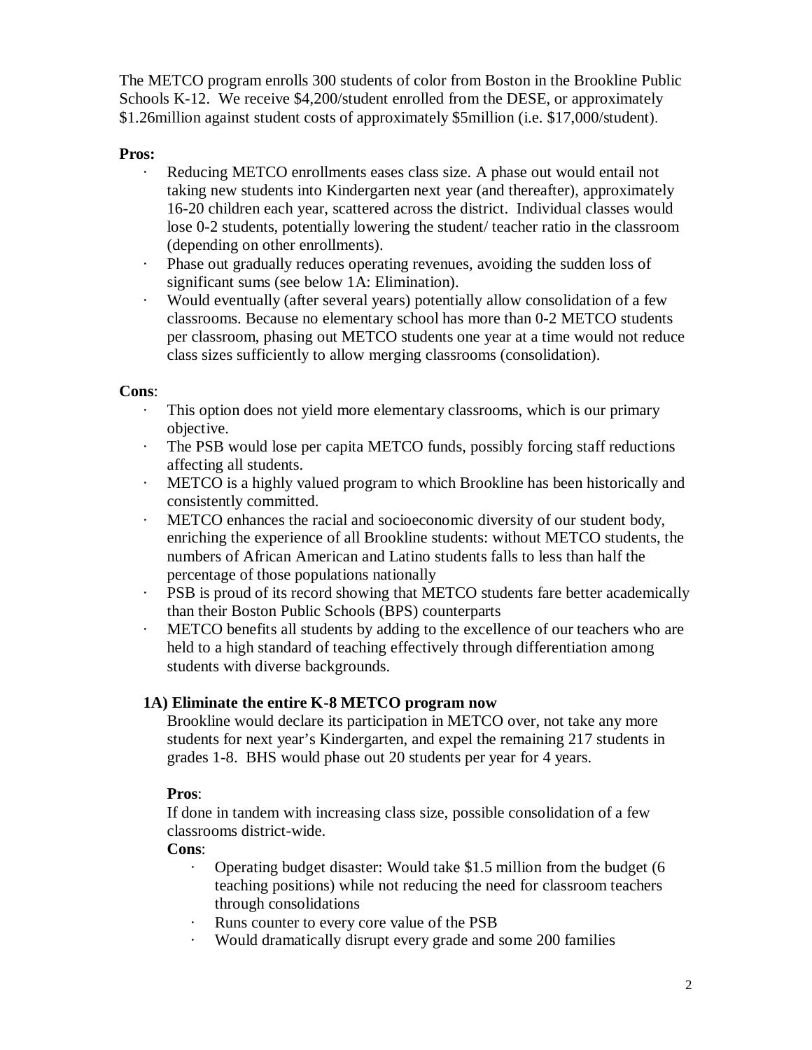The METCO program enrolls 300 students of color from Boston in the Brookline Public Schools K-12. We receive $4,200/student enrolled from the DESE, or approximately $1.26million against student costs of approximately $5million (i.e. $17,000/student).

**Pros:**

- Reducing METCO enrollments eases class size. A phase out would entail not taking new students into Kindergarten next year (and thereafter), approximately 16-20 children each year, scattered across the district. Individual classes would lose 0-2 students, potentially lowering the student/ teacher ratio in the classroom (depending on other enrollments).
- Phase out gradually reduces operating revenues, avoiding the sudden loss of significant sums (see below 1A: Elimination).
- Would eventually (after several years) potentially allow consolidation of a few classrooms. Because no elementary school has more than 0-2 METCO students per classroom, phasing out METCO students one year at a time would not reduce class sizes sufficiently to allow merging classrooms (consolidation).

**Cons**:

- This option does not yield more elementary classrooms, which is our primary objective.
- The PSB would lose per capita METCO funds, possibly forcing staff reductions affecting all students.
- METCO is a highly valued program to which Brookline has been historically and consistently committed.
- METCO enhances the racial and socioeconomic diversity of our student body, enriching the experience of all Brookline students: without METCO students, the numbers of African American and Latino students falls to less than half the percentage of those populations nationally
- PSB is proud of its record showing that METCO students fare better academically than their Boston Public Schools (BPS) counterparts
- METCO benefits all students by adding to the excellence of our teachers who are held to a high standard of teaching effectively through differentiation among students with diverse backgrounds.

**1A) Eliminate the entire K-8 METCO program now**

Brookline would declare its participation in METCO over, not take any more students for next year's Kindergarten, and expel the remaining 217 students in grades 1-8. BHS would phase out 20 students per year for 4 years.

**Pros**:

If done in tandem with increasing class size, possible consolidation of a few classrooms district-wide.

**Cons**:

- Operating budget disaster: Would take $1.5 million from the budget (6 teaching positions) while not reducing the need for classroom teachers through consolidations
- Runs counter to every core value of the PSB
- Would dramatically disrupt every grade and some 200 families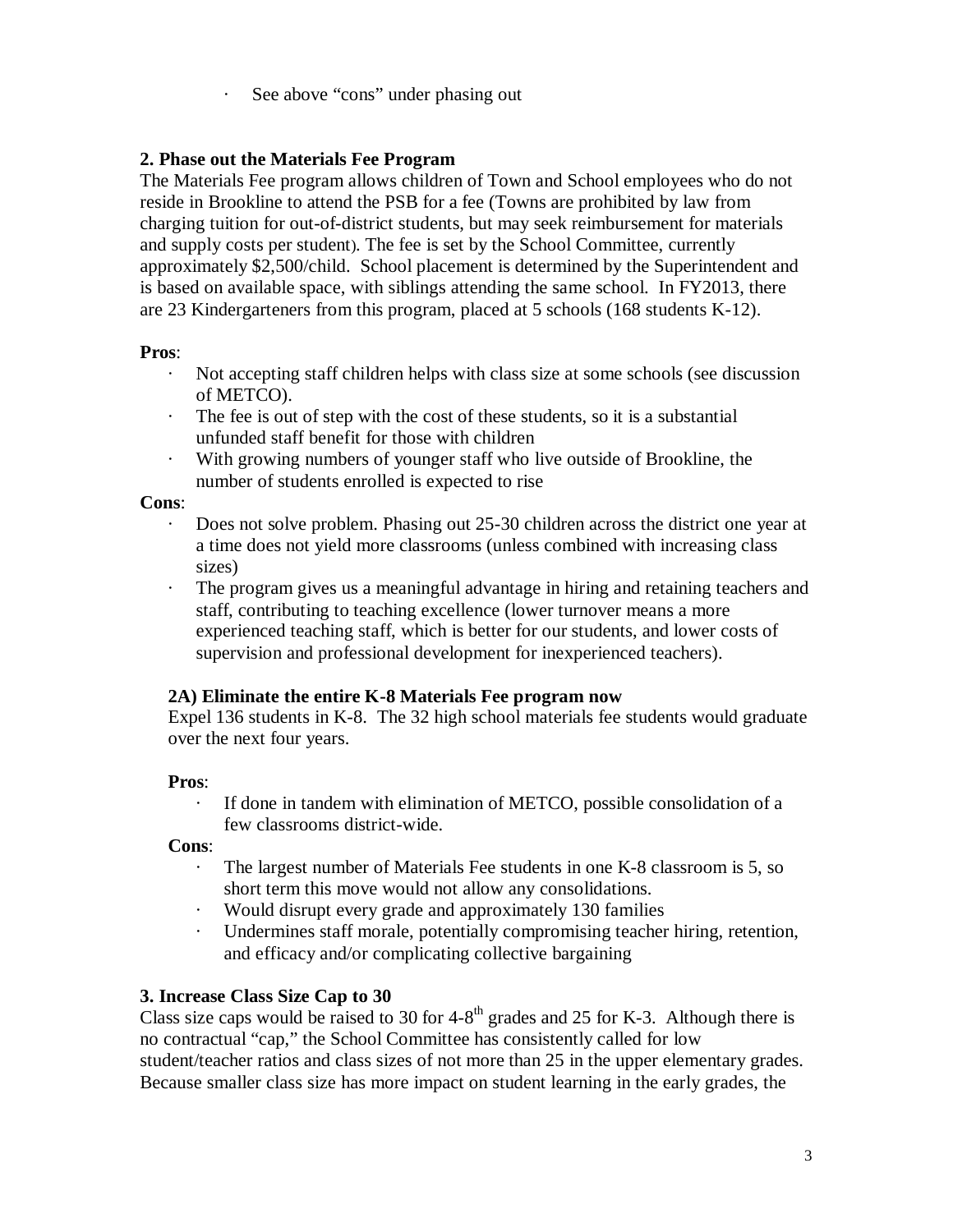- See above "cons" under phasing out

**2. Phase out the Materials Fee Program**

The Materials Fee program allows children of Town and School employees who do not reside in Brookline to attend the PSB for a fee (Towns are prohibited by law from charging tuition for out-of-district students, but may seek reimbursement for materials and supply costs per student). The fee is set by the School Committee, currently approximately $2,500/child. School placement is determined by the Superintendent and is based on available space, with siblings attending the same school. In FY2013, there are 23 Kindergarteners from this program, placed at 5 schools (168 students K-12).

**Pros**:

- Not accepting staff children helps with class size at some schools (see discussion of METCO).
- The fee is out of step with the cost of these students, so it is a substantial unfunded staff benefit for those with children
- With growing numbers of younger staff who live outside of Brookline, the number of students enrolled is expected to rise

**Cons**:

- Does not solve problem. Phasing out 25-30 children across the district one year at a time does not yield more classrooms (unless combined with increasing class sizes)
- The program gives us a meaningful advantage in hiring and retaining teachers and staff, contributing to teaching excellence (lower turnover means a more experienced teaching staff, which is better for our students, and lower costs of supervision and professional development for inexperienced teachers).

**2A) Eliminate the entire K-8 Materials Fee program now**

Expel 136 students in K-8. The 32 high school materials fee students would graduate over the next four years.

**Pros**:

- If done in tandem with elimination of METCO, possible consolidation of a few classrooms district-wide.

**Cons**:

- The largest number of Materials Fee students in one K-8 classroom is 5, so short term this move would not allow any consolidations.
- Would disrupt every grade and approximately 130 families
- Undermines staff morale, potentially compromising teacher hiring, retention, and efficacy and/or complicating collective bargaining

**3. Increase Class Size Cap to 30**

Class size caps would be raised to 30 for 4-8th grades and 25 for K-3. Although there is no contractual "cap," the School Committee has consistently called for low student/teacher ratios and class sizes of not more than 25 in the upper elementary grades. Because smaller class size has more impact on student learning in the early grades, the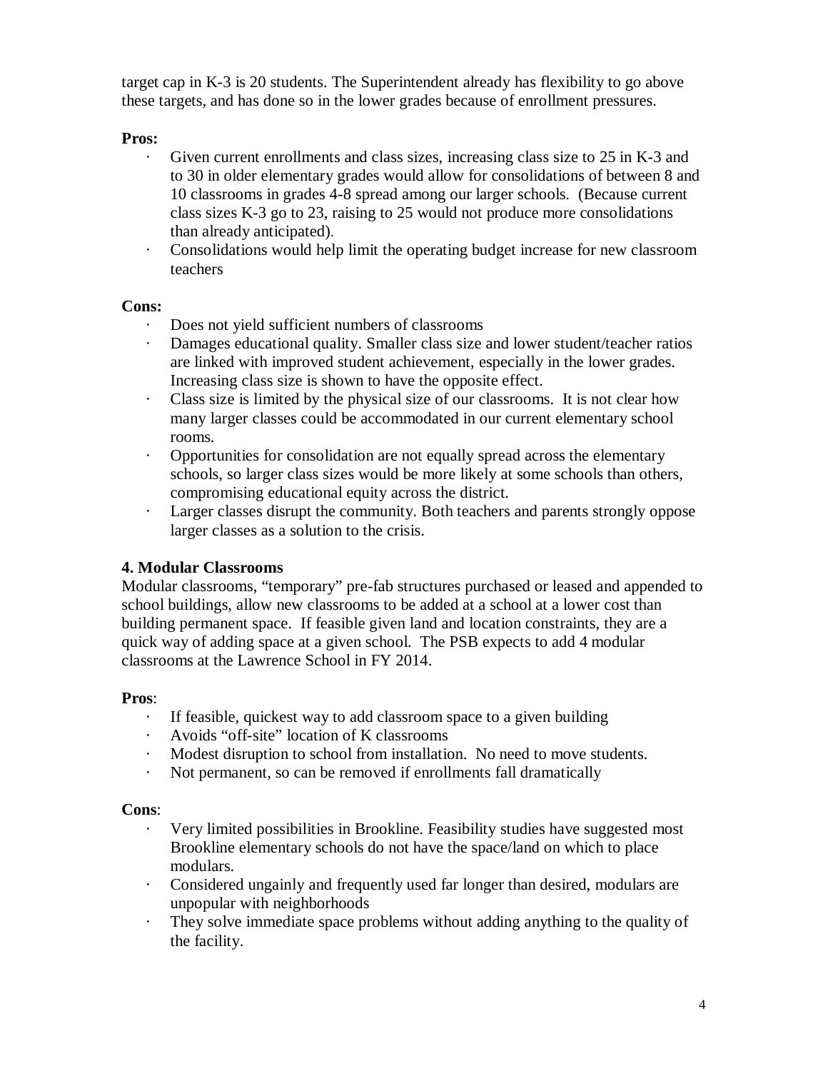target cap in K-3 is 20 students. The Superintendent already has flexibility to go above these targets, and has done so in the lower grades because of enrollment pressures.

**Pros:**

- Given current enrollments and class sizes, increasing class size to 25 in K-3 and to 30 in older elementary grades would allow for consolidations of between 8 and 10 classrooms in grades 4-8 spread among our larger schools. (Because current class sizes K-3 go to 23, raising to 25 would not produce more consolidations than already anticipated).
- Consolidations would help limit the operating budget increase for new classroom teachers

**Cons:**

- Does not yield sufficient numbers of classrooms
- Damages educational quality. Smaller class size and lower student/teacher ratios are linked with improved student achievement, especially in the lower grades. Increasing class size is shown to have the opposite effect.
- Class size is limited by the physical size of our classrooms. It is not clear how many larger classes could be accommodated in our current elementary school rooms.
- Opportunities for consolidation are not equally spread across the elementary schools, so larger class sizes would be more likely at some schools than others, compromising educational equity across the district.
- Larger classes disrupt the community. Both teachers and parents strongly oppose larger classes as a solution to the crisis.

**4. Modular Classrooms**

Modular classrooms, "temporary" pre-fab structures purchased or leased and appended to school buildings, allow new classrooms to be added at a school at a lower cost than building permanent space. If feasible given land and location constraints, they are a quick way of adding space at a given school. The PSB expects to add 4 modular classrooms at the Lawrence School in FY 2014.

**Pros**:

- If feasible, quickest way to add classroom space to a given building
- Avoids "off-site" location of K classrooms
- Modest disruption to school from installation. No need to move students.
- Not permanent, so can be removed if enrollments fall dramatically

**Cons**:

- Very limited possibilities in Brookline. Feasibility studies have suggested most Brookline elementary schools do not have the space/land on which to place modulars.
- Considered ungainly and frequently used far longer than desired, modulars are unpopular with neighborhoods
- They solve immediate space problems without adding anything to the quality of the facility.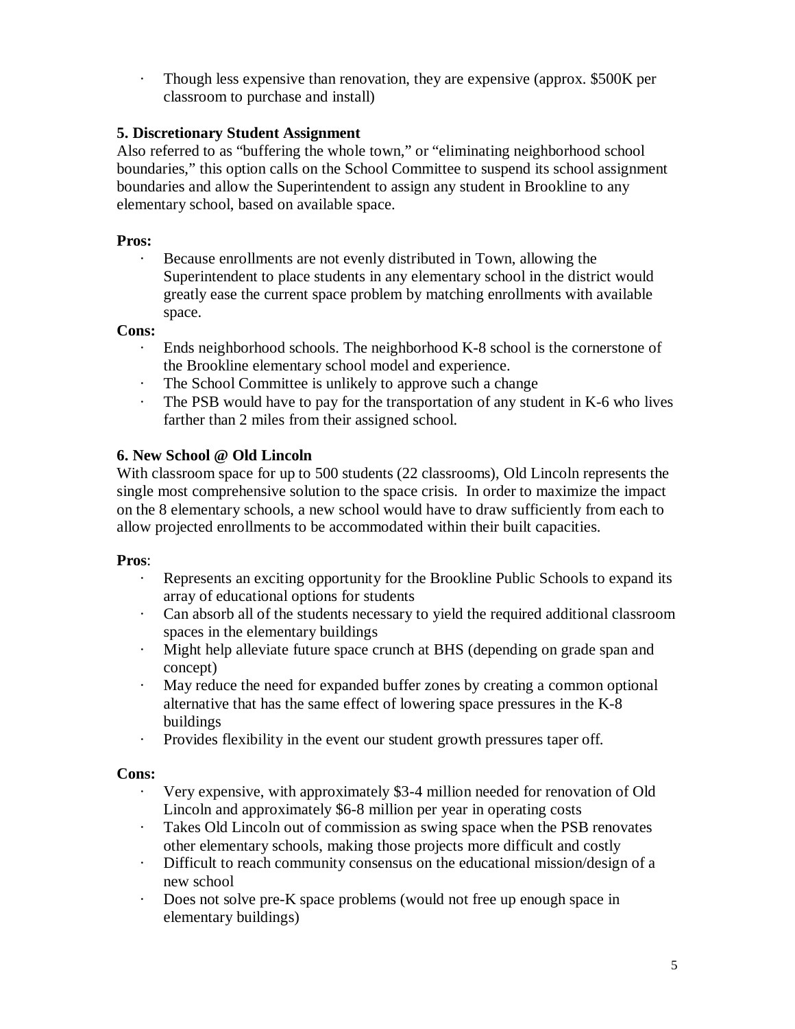- Though less expensive than renovation, they are expensive (approx. $500K per classroom to purchase and install)

**5. Discretionary Student Assignment**

Also referred to as "buffering the whole town," or "eliminating neighborhood school boundaries," this option calls on the School Committee to suspend its school assignment boundaries and allow the Superintendent to assign any student in Brookline to any elementary school, based on available space.

**Pros:**

- Because enrollments are not evenly distributed in Town, allowing the Superintendent to place students in any elementary school in the district would greatly ease the current space problem by matching enrollments with available space.

**Cons:**

- Ends neighborhood schools. The neighborhood K-8 school is the cornerstone of the Brookline elementary school model and experience.
- The School Committee is unlikely to approve such a change
- The PSB would have to pay for the transportation of any student in K-6 who lives farther than 2 miles from their assigned school.

**6. New School @ Old Lincoln**

With classroom space for up to 500 students (22 classrooms), Old Lincoln represents the single most comprehensive solution to the space crisis. In order to maximize the impact on the 8 elementary schools, a new school would have to draw sufficiently from each to allow projected enrollments to be accommodated within their built capacities.

**Pros**:

- Represents an exciting opportunity for the Brookline Public Schools to expand its array of educational options for students
- Can absorb all of the students necessary to yield the required additional classroom spaces in the elementary buildings
- Might help alleviate future space crunch at BHS (depending on grade span and concept)
- May reduce the need for expanded buffer zones by creating a common optional alternative that has the same effect of lowering space pressures in the K-8 buildings
- Provides flexibility in the event our student growth pressures taper off.

**Cons:**

- Very expensive, with approximately $3-4 million needed for renovation of Old Lincoln and approximately $6-8 million per year in operating costs
- Takes Old Lincoln out of commission as swing space when the PSB renovates other elementary schools, making those projects more difficult and costly
- Difficult to reach community consensus on the educational mission/design of a new school
- Does not solve pre-K space problems (would not free up enough space in elementary buildings)